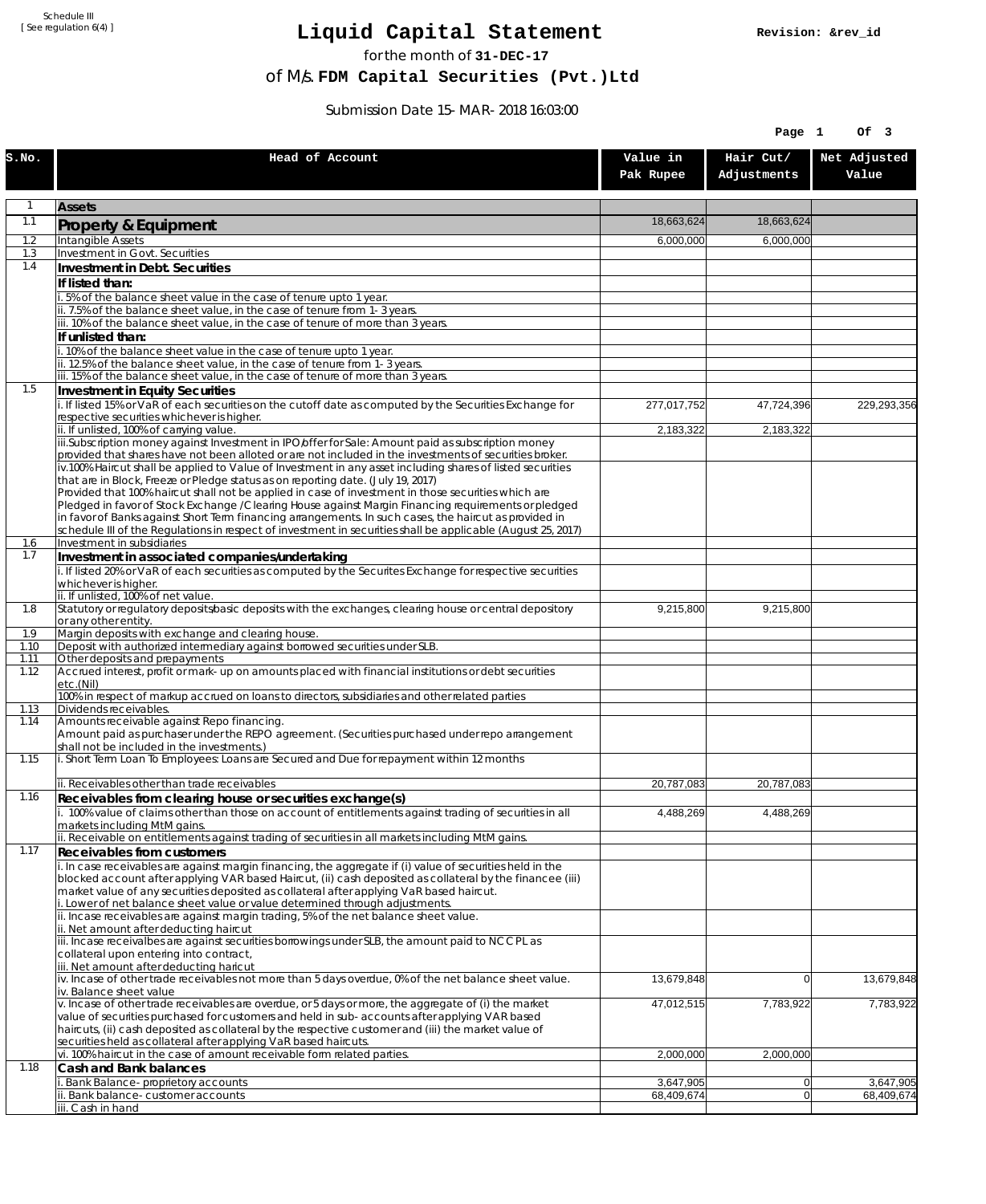Schedule III
[ See regulation 6(4) ]

# Liquid Capital Statement

Revision: &rev_id

for the month of **31-DEC-17**

of M/s. **FDM Capital Securities (Pvt.)Ltd**

Submission Date 15-MAR-2018 16:03:00

| S.No. | Head of Account | Value in Pak Rupee | Hair Cut/ Adjustments | Net Adjusted Value |
|---|---|---|---|---|
| 1 | **Assets** | | | |
| 1.1 | **Property & Equipment** | 18,663,624 | 18,663,624 | |
| 1.2 | Intangible Assets | 6,000,000 | 6,000,000 | |
| 1.3 | Investment in Govt. Securities | | | |
| 1.4 | **Investment in Debt. Securities** | | | |
| | **If listed than:** | | | |
| | i. 5% of the balance sheet value in the case of tenure upto 1 year. | | | |
| | ii. 7.5% of the balance sheet value, in the case of tenure from 1-3 years. | | | |
| | iii. 10% of the balance sheet value, in the case of tenure of more than 3 years. | | | |
| | **If unlisted than:** | | | |
| | i. 10% of the balance sheet value in the case of tenure upto 1 year. | | | |
| | ii. 12.5% of the balance sheet value, in the case of tenure from 1-3 years. | | | |
| | iii. 15% of the balance sheet value, in the case of tenure of more than 3 years. | | | |
| 1.5 | **Investment in Equity Securities** | | | |
| | i. If listed 15% or VaR of each securities on the cutoff date as computed by the Securities Exchange for respective securities whichever is higher. | 277,017,752 | 47,724,396 | 229,293,356 |
| | ii. If unlisted, 100% of carrying value. | 2,183,322 | 2,183,322 | |
| | iii.Subscription money against Investment in IPO/offer for Sale: Amount paid as subscription money provided that shares have not been alloted or are not included in the investments of securities broker. | | | |
| | iv.100% Haircut shall be applied to Value of Investment in any asset including shares of listed securities that are in Block, Freeze or Pledge status as on reporting date. (July 19, 2017) Provided that 100% haircut shall not be applied in case of investment in those securities which are Pledged in favor of Stock Exchange / Clearing House against Margin Financing requirements or pledged in favor of Banks against Short Term financing arrangements. In such cases, the haircut as provided in schedule III of the Regulations in respect of investment in securities shall be applicable (August 25, 2017) | | | |
| 1.6 | Investment in subsidiaries | | | |
| 1.7 | **Investment in associated companies/undertaking** | | | |
| | i. If listed 20% or VaR of each securities as computed by the Securites Exchange for respective securities whichever is higher. | | | |
| | ii. If unlisted, 100% of net value. | | | |
| 1.8 | Statutory or regulatory deposits/basic deposits with the exchanges, clearing house or central depository or any other entity. | 9,215,800 | 9,215,800 | |
| 1.9 | Margin deposits with exchange and clearing house. | | | |
| 1.10 | Deposit with authorized intermediary against borrowed securities under SLB. | | | |
| 1.11 | Other deposits and prepayments | | | |
| 1.12 | Accrued interest, profit or mark-up on amounts placed with financial institutions or debt securities etc.(Nil) | | | |
| | 100% in respect of markup accrued on loans to directors, subsidiaries and other related parties | | | |
| 1.13 | Dividends receivables. | | | |
| 1.14 | Amounts receivable against Repo financing. Amount paid as purchaser under the REPO agreement. (Securities purchased under repo arrangement shall not be included in the investments.) | | | |
| 1.15 | i. Short Term Loan To Employees: Loans are Secured and Due for repayment within 12 months | | | |
| | ii. Receivables other than trade receivables | 20,787,083 | 20,787,083 | |
| 1.16 | **Receivables from clearing house or securities exchange(s)** | | | |
| | i. 100% value of claims other than those on account of entitlements against trading of securities in all markets including MtM gains. | 4,488,269 | 4,488,269 | |
| | ii. Receivable on entitlements against trading of securities in all markets including MtM gains. | | | |
| 1.17 | **Receivables from customers** | | | |
| | i. In case receivables are against margin financing, the aggregate if (i) value of securities held in the blocked account after applying VAR based Haircut, (ii) cash deposited as collateral by the financee (iii) market value of any securities deposited as collateral after applying VaR based haircut. i. Lower of net balance sheet value or value determined through adjustments. | | | |
| | ii. Incase receivables are against margin trading, 5% of the net balance sheet value. ii. Net amount after deducting haircut | | | |
| | iii. Incase receivalbes are against securities borrowings under SLB, the amount paid to NCCPL as collateral upon entering into contract, iii. Net amount after deducting haricut | | | |
| | iv. Incase of other trade receivables not more than 5 days overdue, 0% of the net balance sheet value. iv. Balance sheet value | 13,679,848 | 0 | 13,679,848 |
| | v. Incase of other trade receivables are overdue, or 5 days or more, the aggregate of (i) the market value of securities purchased for customers and held in sub-accounts after applying VAR based haircuts, (ii) cash deposited as collateral by the respective customer and (iii) the market value of securities held as collateral after applying VaR based haircuts. | 47,012,515 | 7,783,922 | 7,783,922 |
| | vi. 100% haircut in the case of amount receivable form related parties. | 2,000,000 | 2,000,000 | |
| 1.18 | **Cash and Bank balances** | | | |
| | i. Bank Balance-proprietory accounts | 3,647,905 | 0 | 3,647,905 |
| | ii. Bank balance-customer accounts | 68,409,674 | 0 | 68,409,674 |
| | iii. Cash in hand | | | |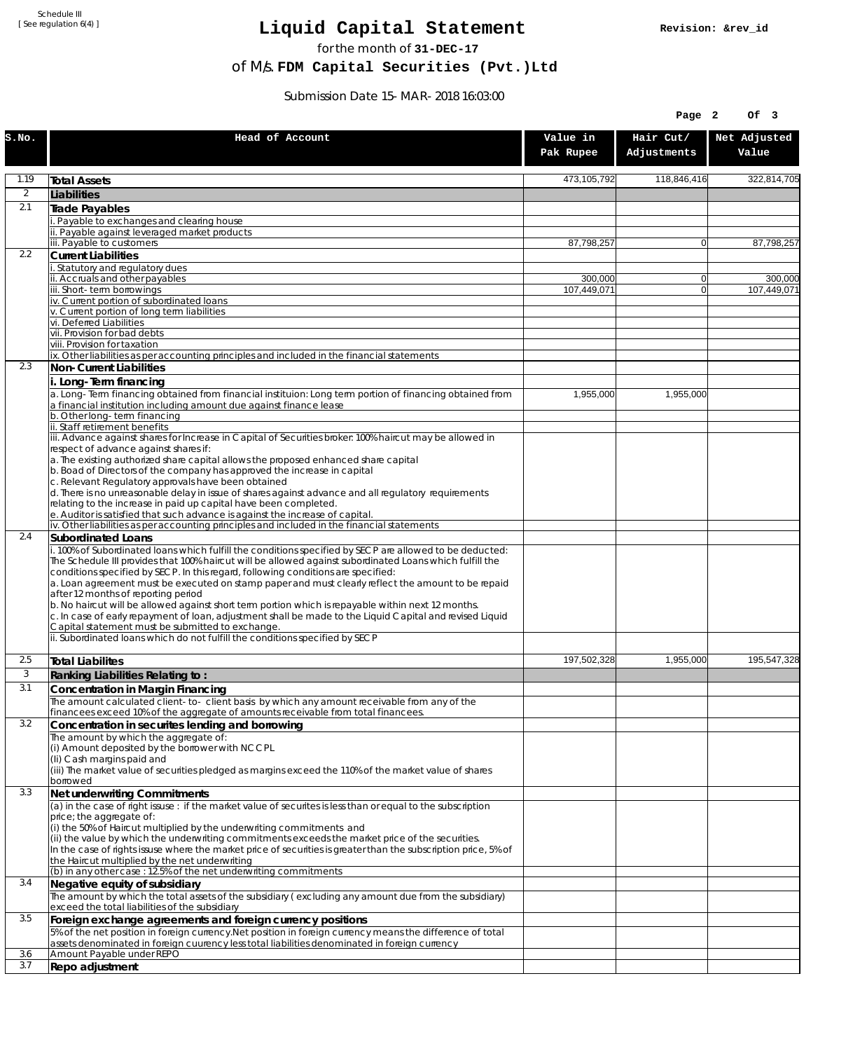Schedule III
[ See regulation 6(4) ]

# Liquid Capital Statement

Revision: &rev_id

for the month of **31-DEC-17**

of M/s. **FDM Capital Securities (Pvt.)Ltd**

Submission Date 15-MAR-2018 16:03:00

| S.No. | Head of Account | Value in Pak Rupee | Hair Cut/ Adjustments | Net Adjusted Value |
|---|---|---|---|---|
| 1.19 | **Total Assets** | 473,105,792 | 118,846,416 | 322,814,705 |
| 2 | **Liabilities** | | | |
| 2.1 | **Trade Payables** | | | |
| | i. Payable to exchanges and clearing house | | | |
| | ii. Payable against leveraged market products | | | |
| | iii. Payable to customers | 87,798,257 | 0 | 87,798,257 |
| 2.2 | **Current Liabilities** | | | |
| | i. Statutory and regulatory dues | | | |
| | ii. Accruals and other payables | 300,000 | 0 | 300,000 |
| | iii. Short-term borrowings | 107,449,071 | 0 | 107,449,071 |
| | iv. Current portion of subordinated loans | | | |
| | v. Current portion of long term liabilities | | | |
| | vi. Deferred Liabilities | | | |
| | vii. Provision for bad debts | | | |
| | viii. Provision for taxation | | | |
| | ix. Other liabilities as per accounting principles and included in the financial statements | | | |
| 2.3 | **Non-Current Liabilities** | | | |
| | **i. Long-Term financing** | | | |
| | a. Long-Term financing obtained from financial instituion: Long term portion of financing obtained from a financial institution including amount due against finance lease | 1,955,000 | 1,955,000 | |
| | b. Other long-term financing | | | |
| | ii. Staff retirement benefits | | | |
| | iii. Advance against shares for Increase in Capital of Securities broker: 100% haircut may be allowed in respect of advance against shares if:<br>a. The existing authorized share capital allows the proposed enhanced share capital<br>b. Boad of Directors of the company has approved the increase in capital<br>c. Relevant Regulatory approvals have been obtained<br>d. There is no unreasonable delay in issue of shares against advance and all regulatory requirements relating to the increase in paid up capital have been completed.<br>e. Auditor is satisfied that such advance is against the increase of capital. | | | |
| | iv. Other liabilities as per accounting principles and included in the financial statements | | | |
| 2.4 | **Subordinated Loans** | | | |
| | i. 100% of Subordinated loans which fulfill the conditions specified by SECP are allowed to be deducted:<br>The Schedule III provides that 100% haircut will be allowed against subordinated Loans which fulfill the conditions specified by SECP. In this regard, following conditions are specified:<br>a. Loan agreement must be executed on stamp paper and must clearly reflect the amount to be repaid after 12 months of reporting period<br>b. No haircut will be allowed against short term portion which is repayable within next 12 months.<br>c. In case of early repayment of loan, adjustment shall be made to the Liquid Capital and revised Liquid Capital statement must be submitted to exchange. | | | |
| | ii. Subordinated loans which do not fulfill the conditions specified by SECP | | | |
| 2.5 | **Total Liabilites** | 197,502,328 | 1,955,000 | 195,547,328 |
| 3 | **Ranking Liabilities Relating to :** | | | |
| 3.1 | **Concentration in Margin Financing** | | | |
| | The amount calculated client-to- client basis by which any amount receivable from any of the financees exceed 10% of the aggregate of amounts receivable from total financees. | | | |
| 3.2 | **Concentration in securites lending and borrowing** | | | |
| | The amount by which the aggregate of:<br>(i) Amount deposited by the borrower with NCCPL<br>(Ii) Cash margins paid and<br>(iii) The market value of securities pledged as margins exceed the 110% of the market value of shares borrowed | | | |
| 3.3 | **Net underwriting Commitments** | | | |
| | (a) in the case of right issuse : if the market value of securites is less than or equal to the subscription price; the aggregate of:<br>(i) the 50% of Haircut multiplied by the underwriting commitments and<br>(ii) the value by which the underwriting commitments exceeds the market price of the securities.<br>In the case of rights issuse where the market price of securities is greater than the subscription price, 5% of the Haircut multiplied by the net underwriting | | | |
| | (b) in any other case : 12.5% of the net underwriting commitments | | | |
| 3.4 | **Negative equity of subsidiary** | | | |
| | The amount by which the total assets of the subsidiary ( excluding any amount due from the subsidiary) exceed the total liabilities of the subsidiary | | | |
| 3.5 | **Foreign exchange agreements and foreign currency positions** | | | |
| | 5% of the net position in foreign currency.Net position in foreign currency means the difference of total assets denominated in foreign cuurency less total liabilities denominated in foreign currency | | | |
| 3.6 | Amount Payable under REPO | | | |
| 3.7 | **Repo adjustment** | | | |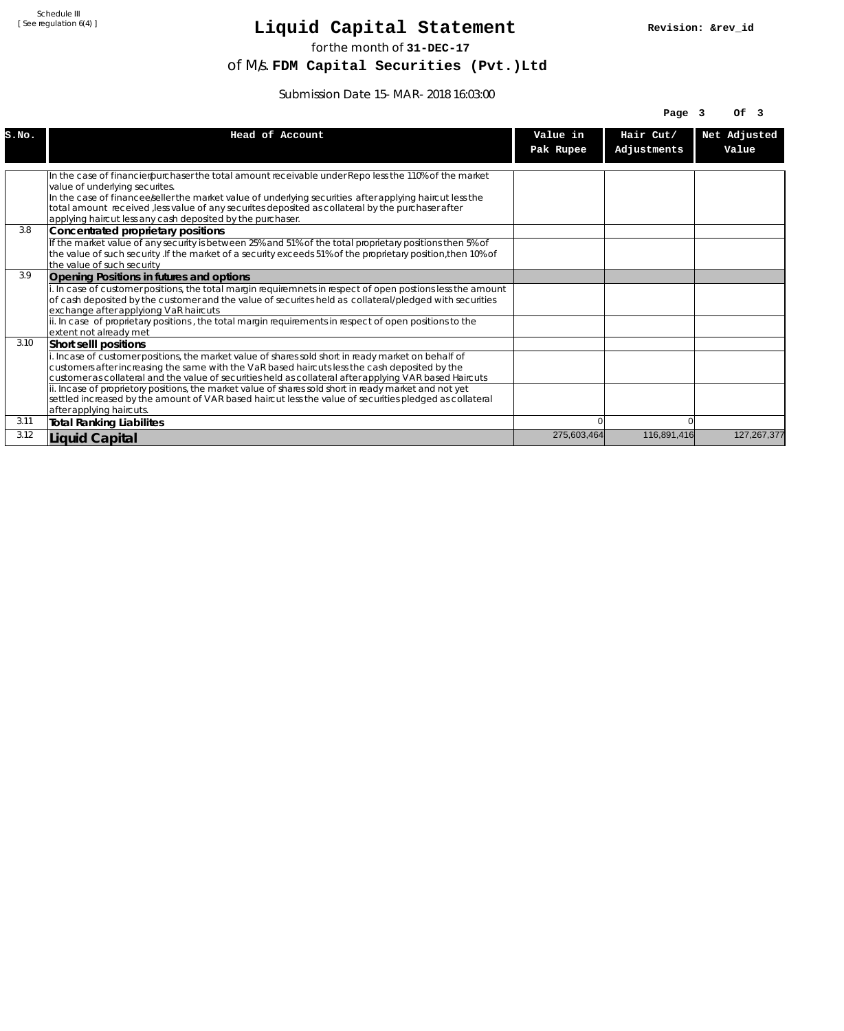Schedule III
[ See regulation 6(4) ]

# Liquid Capital Statement

for the month of **31-DEC-17**

of M/s. **FDM Capital Securities (Pvt.)Ltd**

Submission Date 15-MAR-2018 16:03:00

| S.No. | Head of Account | Value in Pak Rupee | Hair Cut/ Adjustments | Net Adjusted Value |
|---|---|---|---|---|
| | In the case of financier/purchaser the total amount receivable under Repo less the 110% of the market value of underlying securites.<br>In the case of financee/seller the market value of underlying securities after applying haircut less the total amount received ,less value of any securites deposited as collateral by the purchaser after applying haircut less any cash deposited by the purchaser. | | | |
| 3.8 | **Concentrated proprietary positions** | | | |
| | If the market value of any security is between 25% and 51% of the total proprietary positions then 5% of the value of such security .If the market of a security exceeds 51% of the proprietary position,then 10% of the value of such security | | | |
| 3.9 | **Opening Positions in futures and options** | | | |
| | i. In case of customer positions, the total margin requiremnets in respect of open postions less the amount of cash deposited by the customer and the value of securites held as collateral/pledged with securities exchange after applyiong VaR haircuts | | | |
| | ii. In case of proprietary positions , the total margin requirements in respect of open positions to the extent not already met | | | |
| 3.10 | **Short selll positions** | | | |
| | i. Incase of customer positions, the market value of shares sold short in ready market on behalf of customers after increasing the same with the VaR based haircuts less the cash deposited by the customer as collateral and the value of securities held as collateral after applying VAR based Haircuts | | | |
| | ii. Incase of proprietory positions, the market value of shares sold short in ready market and not yet settled increased by the amount of VAR based haircut less the value of securities pledged as collateral after applying haircuts. | | | |
| 3.11 | **Total Ranking Liabilites** | 0 | 0 | |
| 3.12 | **Liquid Capital** | 275,603,464 | 116,891,416 | 127,267,377 |